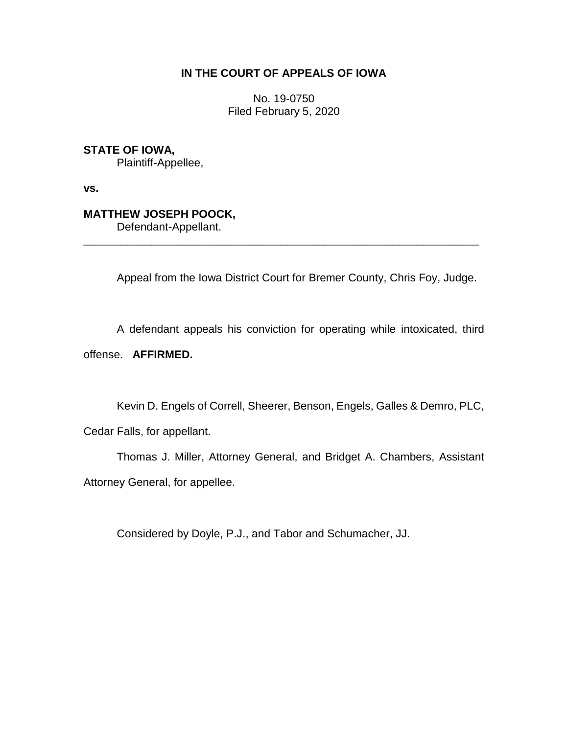**IN THE COURT OF APPEALS OF IOWA**

No. 19-0750
Filed February 5, 2020

**STATE OF IOWA,**
Plaintiff-Appellee,

**vs.**

**MATTHEW JOSEPH POOCK,**
Defendant-Appellant.

---

Appeal from the Iowa District Court for Bremer County, Chris Foy, Judge.

A defendant appeals his conviction for operating while intoxicated, third offense. **AFFIRMED.**

Kevin D. Engels of Correll, Sheerer, Benson, Engels, Galles & Demro, PLC, Cedar Falls, for appellant.

Thomas J. Miller, Attorney General, and Bridget A. Chambers, Assistant Attorney General, for appellee.

Considered by Doyle, P.J., and Tabor and Schumacher, JJ.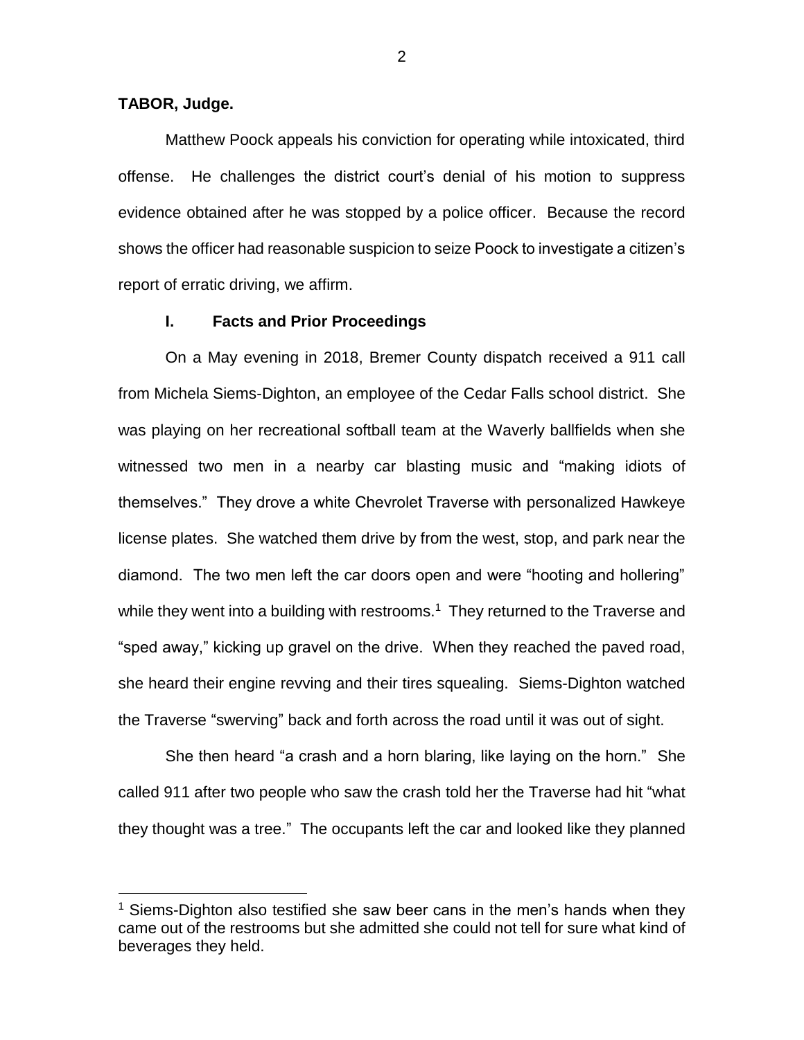**TABOR, Judge.**

Matthew Poock appeals his conviction for operating while intoxicated, third offense. He challenges the district court's denial of his motion to suppress evidence obtained after he was stopped by a police officer. Because the record shows the officer had reasonable suspicion to seize Poock to investigate a citizen's report of erratic driving, we affirm.

## I. Facts and Prior Proceedings

On a May evening in 2018, Bremer County dispatch received a 911 call from Michela Siems-Dighton, an employee of the Cedar Falls school district. She was playing on her recreational softball team at the Waverly ballfields when she witnessed two men in a nearby car blasting music and "making idiots of themselves." They drove a white Chevrolet Traverse with personalized Hawkeye license plates. She watched them drive by from the west, stop, and park near the diamond. The two men left the car doors open and were "hooting and hollering" while they went into a building with restrooms.[1] They returned to the Traverse and "sped away," kicking up gravel on the drive. When they reached the paved road, she heard their engine revving and their tires squealing. Siems-Dighton watched the Traverse "swerving" back and forth across the road until it was out of sight.

She then heard "a crash and a horn blaring, like laying on the horn." She called 911 after two people who saw the crash told her the Traverse had hit "what they thought was a tree." The occupants left the car and looked like they planned

[1] Siems-Dighton also testified she saw beer cans in the men's hands when they came out of the restrooms but she admitted she could not tell for sure what kind of beverages they held.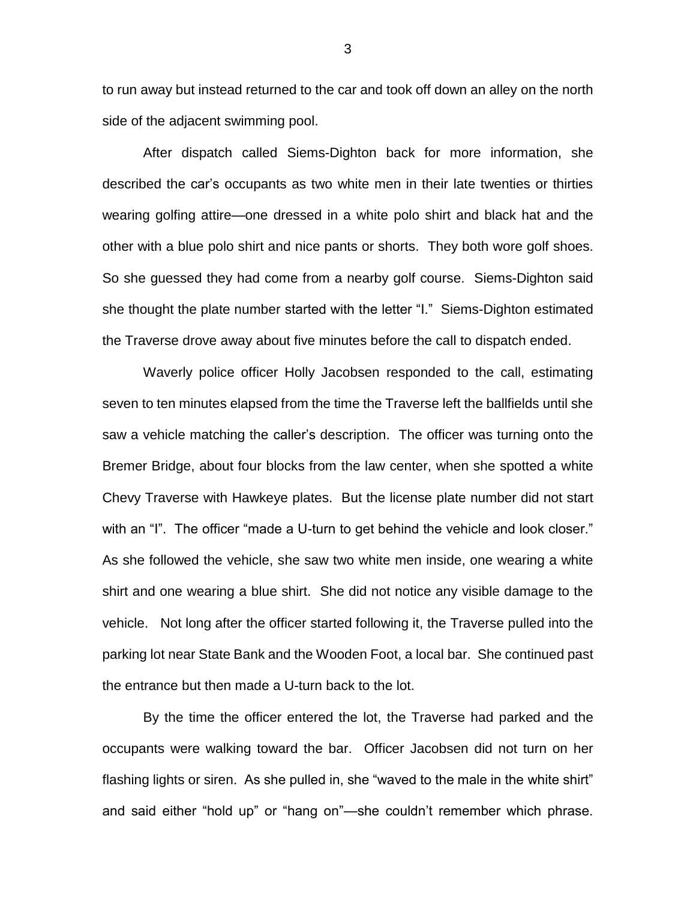to run away but instead returned to the car and took off down an alley on the north side of the adjacent swimming pool.

After dispatch called Siems-Dighton back for more information, she described the car's occupants as two white men in their late twenties or thirties wearing golfing attire—one dressed in a white polo shirt and black hat and the other with a blue polo shirt and nice pants or shorts. They both wore golf shoes. So she guessed they had come from a nearby golf course. Siems-Dighton said she thought the plate number started with the letter "I." Siems-Dighton estimated the Traverse drove away about five minutes before the call to dispatch ended.

Waverly police officer Holly Jacobsen responded to the call, estimating seven to ten minutes elapsed from the time the Traverse left the ballfields until she saw a vehicle matching the caller's description. The officer was turning onto the Bremer Bridge, about four blocks from the law center, when she spotted a white Chevy Traverse with Hawkeye plates. But the license plate number did not start with an "I". The officer "made a U-turn to get behind the vehicle and look closer." As she followed the vehicle, she saw two white men inside, one wearing a white shirt and one wearing a blue shirt. She did not notice any visible damage to the vehicle. Not long after the officer started following it, the Traverse pulled into the parking lot near State Bank and the Wooden Foot, a local bar. She continued past the entrance but then made a U-turn back to the lot.

By the time the officer entered the lot, the Traverse had parked and the occupants were walking toward the bar. Officer Jacobsen did not turn on her flashing lights or siren. As she pulled in, she "waved to the male in the white shirt" and said either "hold up" or "hang on"—she couldn't remember which phrase.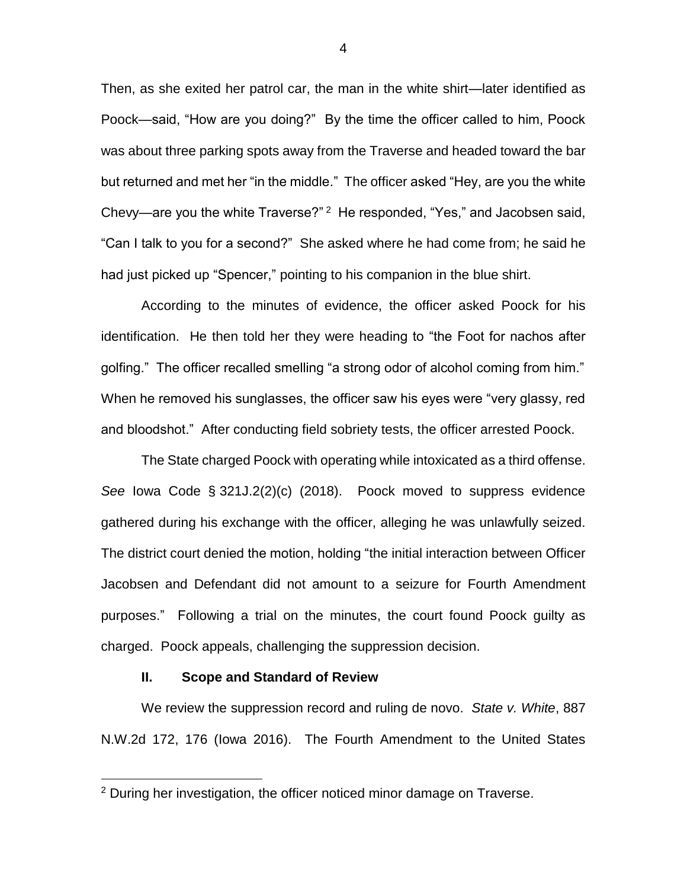Then, as she exited her patrol car, the man in the white shirt—later identified as Poock—said, "How are you doing?" By the time the officer called to him, Poock was about three parking spots away from the Traverse and headed toward the bar but returned and met her "in the middle." The officer asked "Hey, are you the white Chevy—are you the white Traverse?" [2] He responded, "Yes," and Jacobsen said, "Can I talk to you for a second?" She asked where he had come from; he said he had just picked up "Spencer," pointing to his companion in the blue shirt.

According to the minutes of evidence, the officer asked Poock for his identification. He then told her they were heading to "the Foot for nachos after golfing." The officer recalled smelling "a strong odor of alcohol coming from him." When he removed his sunglasses, the officer saw his eyes were "very glassy, red and bloodshot." After conducting field sobriety tests, the officer arrested Poock.

The State charged Poock with operating while intoxicated as a third offense. *See* Iowa Code § 321J.2(2)(c) (2018). Poock moved to suppress evidence gathered during his exchange with the officer, alleging he was unlawfully seized. The district court denied the motion, holding "the initial interaction between Officer Jacobsen and Defendant did not amount to a seizure for Fourth Amendment purposes." Following a trial on the minutes, the court found Poock guilty as charged. Poock appeals, challenging the suppression decision.

## II. Scope and Standard of Review

We review the suppression record and ruling de novo. *State v. White*, 887 N.W.2d 172, 176 (Iowa 2016). The Fourth Amendment to the United States

---

[2] During her investigation, the officer noticed minor damage on Traverse.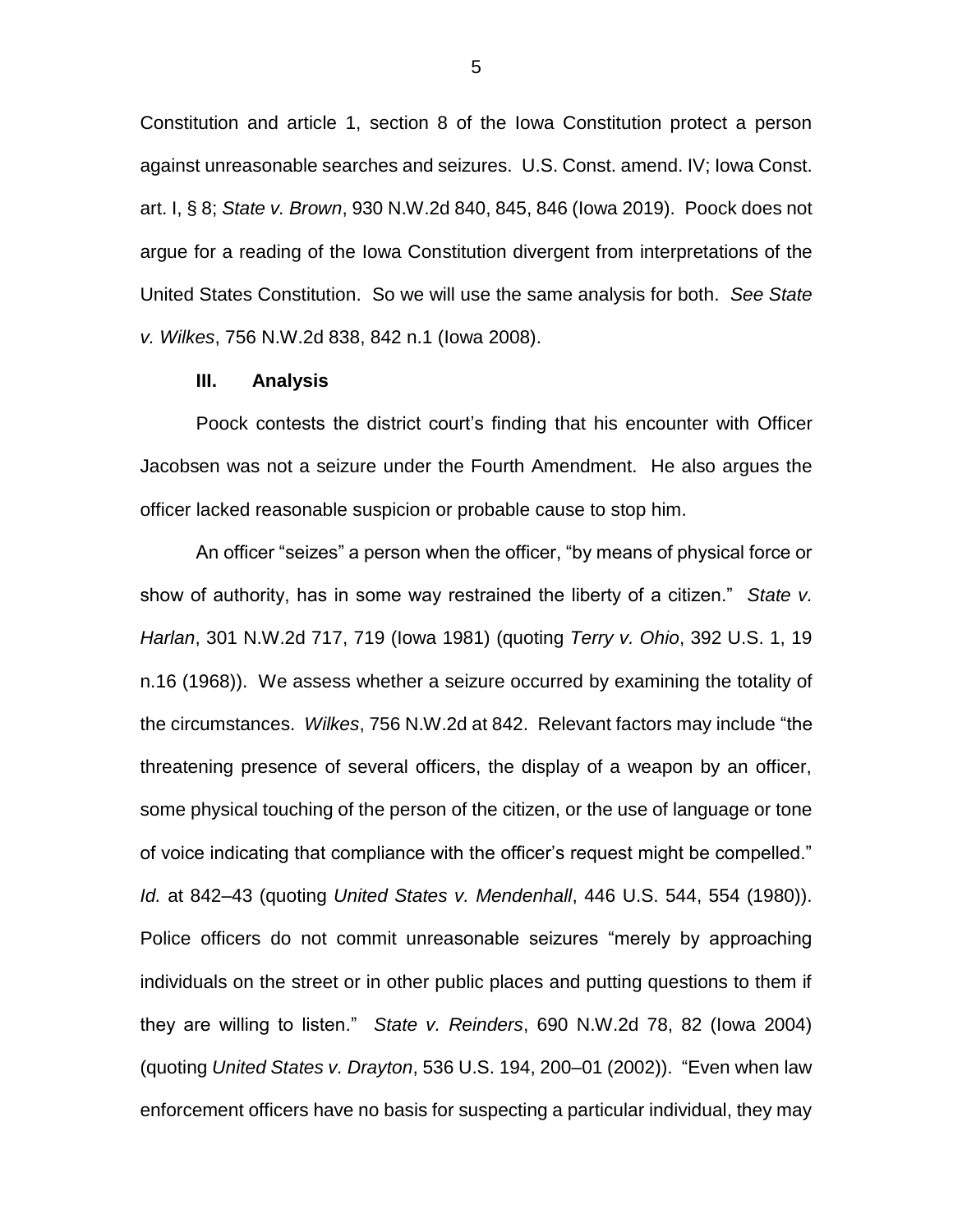Constitution and article 1, section 8 of the Iowa Constitution protect a person against unreasonable searches and seizures. U.S. Const. amend. IV; Iowa Const. art. I, § 8; *State v. Brown*, 930 N.W.2d 840, 845, 846 (Iowa 2019). Poock does not argue for a reading of the Iowa Constitution divergent from interpretations of the United States Constitution. So we will use the same analysis for both. *See State v. Wilkes*, 756 N.W.2d 838, 842 n.1 (Iowa 2008).

## III. Analysis

Poock contests the district court's finding that his encounter with Officer Jacobsen was not a seizure under the Fourth Amendment. He also argues the officer lacked reasonable suspicion or probable cause to stop him.

An officer "seizes" a person when the officer, "by means of physical force or show of authority, has in some way restrained the liberty of a citizen." *State v. Harlan*, 301 N.W.2d 717, 719 (Iowa 1981) (quoting *Terry v. Ohio*, 392 U.S. 1, 19 n.16 (1968)). We assess whether a seizure occurred by examining the totality of the circumstances. *Wilkes*, 756 N.W.2d at 842. Relevant factors may include "the threatening presence of several officers, the display of a weapon by an officer, some physical touching of the person of the citizen, or the use of language or tone of voice indicating that compliance with the officer's request might be compelled." *Id.* at 842–43 (quoting *United States v. Mendenhall*, 446 U.S. 544, 554 (1980)). Police officers do not commit unreasonable seizures "merely by approaching individuals on the street or in other public places and putting questions to them if they are willing to listen." *State v. Reinders*, 690 N.W.2d 78, 82 (Iowa 2004) (quoting *United States v. Drayton*, 536 U.S. 194, 200–01 (2002)). "Even when law enforcement officers have no basis for suspecting a particular individual, they may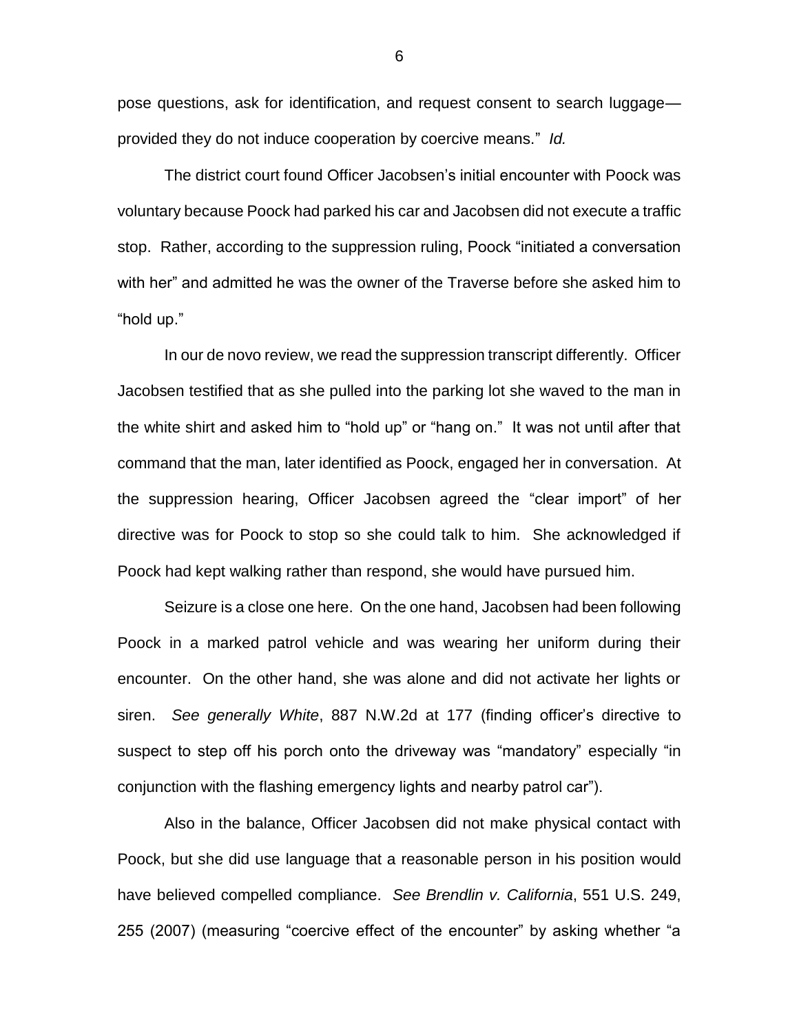pose questions, ask for identification, and request consent to search luggage—provided they do not induce cooperation by coercive means." *Id.*

The district court found Officer Jacobsen's initial encounter with Poock was voluntary because Poock had parked his car and Jacobsen did not execute a traffic stop. Rather, according to the suppression ruling, Poock "initiated a conversation with her" and admitted he was the owner of the Traverse before she asked him to "hold up."

In our de novo review, we read the suppression transcript differently. Officer Jacobsen testified that as she pulled into the parking lot she waved to the man in the white shirt and asked him to "hold up" or "hang on." It was not until after that command that the man, later identified as Poock, engaged her in conversation. At the suppression hearing, Officer Jacobsen agreed the "clear import" of her directive was for Poock to stop so she could talk to him. She acknowledged if Poock had kept walking rather than respond, she would have pursued him.

Seizure is a close one here. On the one hand, Jacobsen had been following Poock in a marked patrol vehicle and was wearing her uniform during their encounter. On the other hand, she was alone and did not activate her lights or siren. *See generally White*, 887 N.W.2d at 177 (finding officer's directive to suspect to step off his porch onto the driveway was "mandatory" especially "in conjunction with the flashing emergency lights and nearby patrol car").

Also in the balance, Officer Jacobsen did not make physical contact with Poock, but she did use language that a reasonable person in his position would have believed compelled compliance. *See Brendlin v. California*, 551 U.S. 249, 255 (2007) (measuring "coercive effect of the encounter" by asking whether "a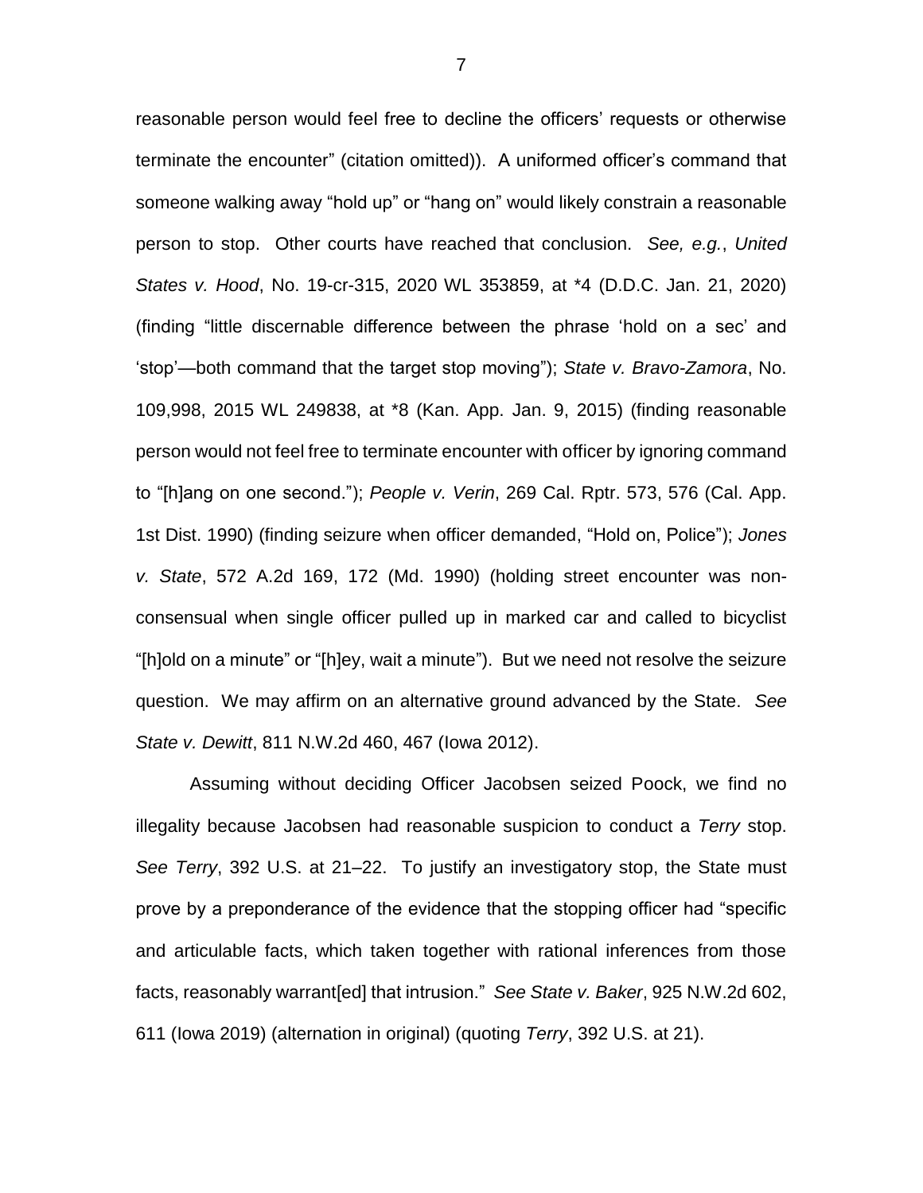reasonable person would feel free to decline the officers' requests or otherwise terminate the encounter" (citation omitted)). A uniformed officer's command that someone walking away "hold up" or "hang on" would likely constrain a reasonable person to stop. Other courts have reached that conclusion. *See, e.g.*, *United States v. Hood*, No. 19-cr-315, 2020 WL 353859, at *4 (D.D.C. Jan. 21, 2020) (finding "little discernable difference between the phrase 'hold on a sec' and 'stop'—both command that the target stop moving"); *State v. Bravo-Zamora*, No. 109,998, 2015 WL 249838, at *8 (Kan. App. Jan. 9, 2015) (finding reasonable person would not feel free to terminate encounter with officer by ignoring command to "[h]ang on one second."); *People v. Verin*, 269 Cal. Rptr. 573, 576 (Cal. App. 1st Dist. 1990) (finding seizure when officer demanded, "Hold on, Police"); *Jones v. State*, 572 A.2d 169, 172 (Md. 1990) (holding street encounter was non-consensual when single officer pulled up in marked car and called to bicyclist "[h]old on a minute" or "[h]ey, wait a minute"). But we need not resolve the seizure question. We may affirm on an alternative ground advanced by the State. *See State v. Dewitt*, 811 N.W.2d 460, 467 (Iowa 2012).

Assuming without deciding Officer Jacobsen seized Poock, we find no illegality because Jacobsen had reasonable suspicion to conduct a *Terry* stop. *See Terry*, 392 U.S. at 21–22. To justify an investigatory stop, the State must prove by a preponderance of the evidence that the stopping officer had "specific and articulable facts, which taken together with rational inferences from those facts, reasonably warrant[ed] that intrusion." *See State v. Baker*, 925 N.W.2d 602, 611 (Iowa 2019) (alternation in original) (quoting *Terry*, 392 U.S. at 21).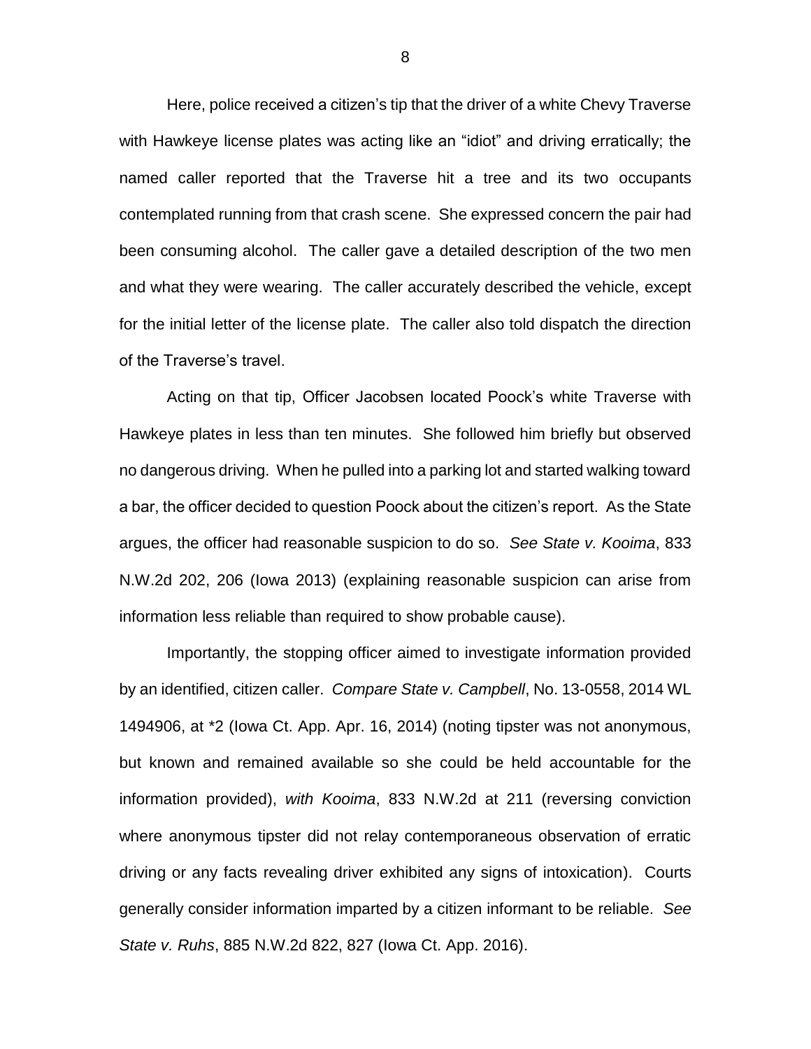Here, police received a citizen's tip that the driver of a white Chevy Traverse with Hawkeye license plates was acting like an "idiot" and driving erratically; the named caller reported that the Traverse hit a tree and its two occupants contemplated running from that crash scene. She expressed concern the pair had been consuming alcohol. The caller gave a detailed description of the two men and what they were wearing. The caller accurately described the vehicle, except for the initial letter of the license plate. The caller also told dispatch the direction of the Traverse's travel.

Acting on that tip, Officer Jacobsen located Poock's white Traverse with Hawkeye plates in less than ten minutes. She followed him briefly but observed no dangerous driving. When he pulled into a parking lot and started walking toward a bar, the officer decided to question Poock about the citizen's report. As the State argues, the officer had reasonable suspicion to do so. *See State v. Kooima*, 833 N.W.2d 202, 206 (Iowa 2013) (explaining reasonable suspicion can arise from information less reliable than required to show probable cause).

Importantly, the stopping officer aimed to investigate information provided by an identified, citizen caller. *Compare State v. Campbell*, No. 13-0558, 2014 WL 1494906, at *2 (Iowa Ct. App. Apr. 16, 2014) (noting tipster was not anonymous, but known and remained available so she could be held accountable for the information provided), *with Kooima*, 833 N.W.2d at 211 (reversing conviction where anonymous tipster did not relay contemporaneous observation of erratic driving or any facts revealing driver exhibited any signs of intoxication). Courts generally consider information imparted by a citizen informant to be reliable. *See State v. Ruhs*, 885 N.W.2d 822, 827 (Iowa Ct. App. 2016).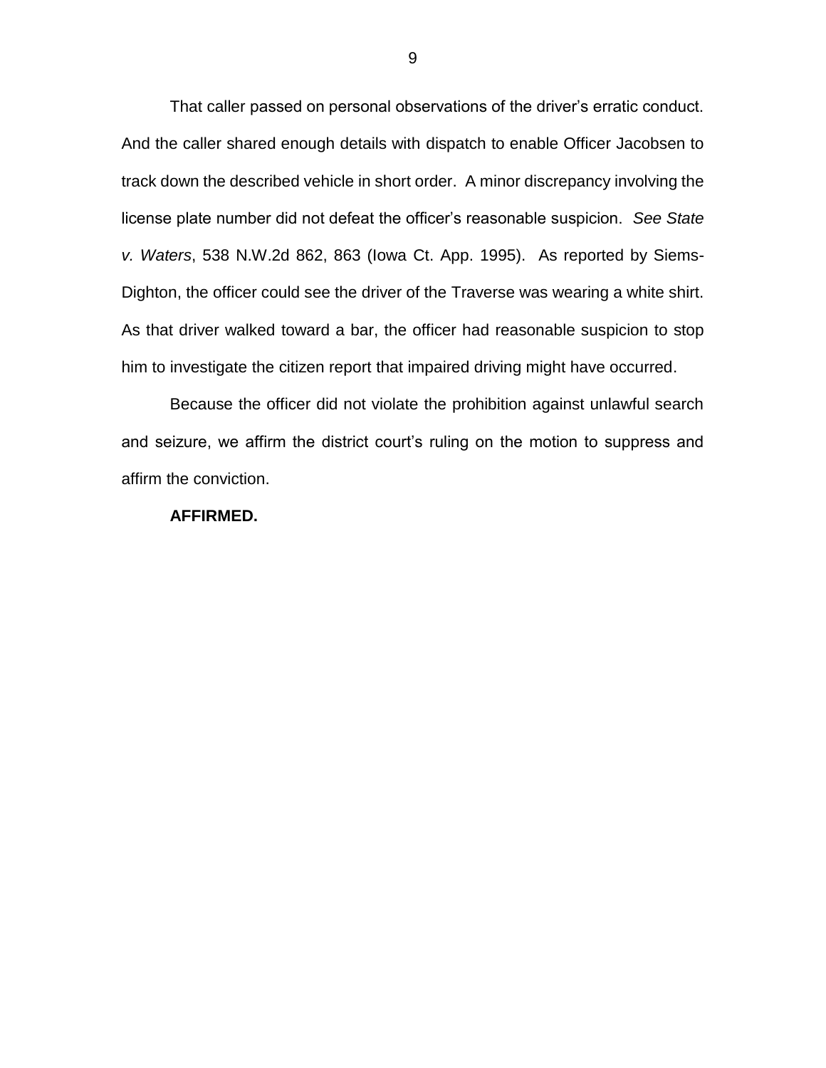That caller passed on personal observations of the driver's erratic conduct. And the caller shared enough details with dispatch to enable Officer Jacobsen to track down the described vehicle in short order. A minor discrepancy involving the license plate number did not defeat the officer's reasonable suspicion. *See State v. Waters*, 538 N.W.2d 862, 863 (Iowa Ct. App. 1995). As reported by Siems-Dighton, the officer could see the driver of the Traverse was wearing a white shirt. As that driver walked toward a bar, the officer had reasonable suspicion to stop him to investigate the citizen report that impaired driving might have occurred.

Because the officer did not violate the prohibition against unlawful search and seizure, we affirm the district court's ruling on the motion to suppress and affirm the conviction.

**AFFIRMED.**